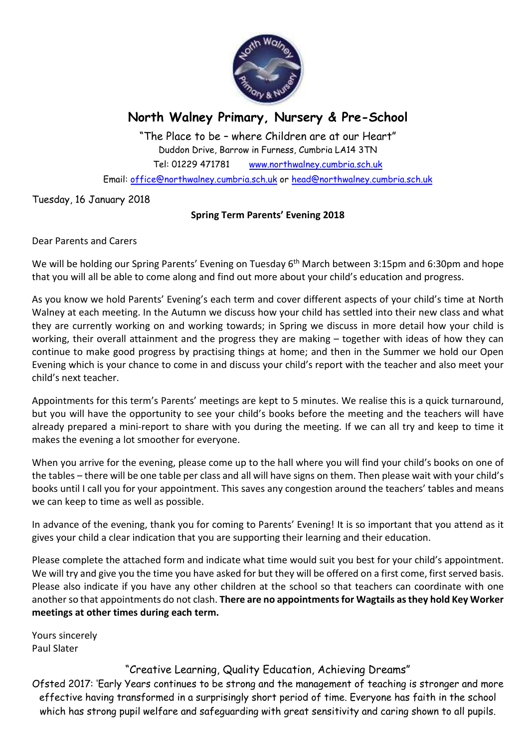# North Walney Primary, Nursery & Pre-School

"The Place to be – where Children are at our Heart"
Duddon Drive, Barrow in Furness, Cumbria LA14 3TN
Tel: 01229 471781 www.northwalney.cumbria.sch.uk
Email: office@northwalney.cumbria.sch.uk or head@northwalney.cumbria.sch.uk

Tuesday, 16 January 2018

**Spring Term Parents' Evening 2018**

Dear Parents and Carers

We will be holding our Spring Parents' Evening on Tuesday 6th March between 3:15pm and 6:30pm and hope that you will all be able to come along and find out more about your child's education and progress.

As you know we hold Parents' Evening's each term and cover different aspects of your child's time at North Walney at each meeting. In the Autumn we discuss how your child has settled into their new class and what they are currently working on and working towards; in Spring we discuss in more detail how your child is working, their overall attainment and the progress they are making – together with ideas of how they can continue to make good progress by practising things at home; and then in the Summer we hold our Open Evening which is your chance to come in and discuss your child's report with the teacher and also meet your child's next teacher.

Appointments for this term's Parents' meetings are kept to 5 minutes. We realise this is a quick turnaround, but you will have the opportunity to see your child's books before the meeting and the teachers will have already prepared a mini-report to share with you during the meeting. If we can all try and keep to time it makes the evening a lot smoother for everyone.

When you arrive for the evening, please come up to the hall where you will find your child's books on one of the tables – there will be one table per class and all will have signs on them. Then please wait with your child's books until I call you for your appointment. This saves any congestion around the teachers' tables and means we can keep to time as well as possible.

In advance of the evening, thank you for coming to Parents' Evening! It is so important that you attend as it gives your child a clear indication that you are supporting their learning and their education.

Please complete the attached form and indicate what time would suit you best for your child's appointment. We will try and give you the time you have asked for but they will be offered on a first come, first served basis. Please also indicate if you have any other children at the school so that teachers can coordinate with one another so that appointments do not clash. **There are no appointments for Wagtails as they hold Key Worker meetings at other times during each term.**

Yours sincerely
Paul Slater

"Creative Learning, Quality Education, Achieving Dreams"
Ofsted 2017: 'Early Years continues to be strong and the management of teaching is stronger and more effective having transformed in a surprisingly short period of time. Everyone has faith in the school which has strong pupil welfare and safeguarding with great sensitivity and caring shown to all pupils.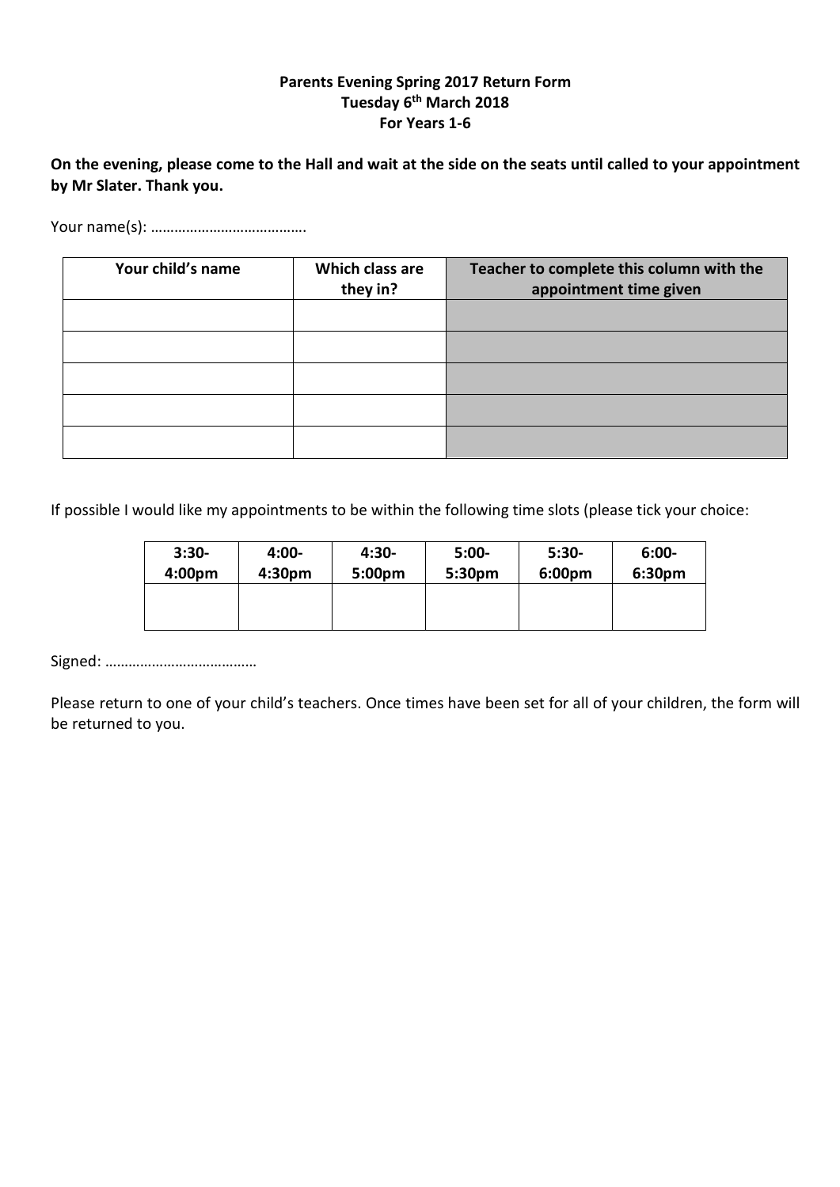**Parents Evening Spring 2017 Return Form**
**Tuesday 6th March 2018**
**For Years 1-6**

**On the evening, please come to the Hall and wait at the side on the seats until called to your appointment by Mr Slater. Thank you.**

Your name(s): ………………………………….

| Your child's name | Which class are they in? | Teacher to complete this column with the appointment time given |
|---|---|---|
| | | |
| | | |
| | | |
| | | |
| | | |

If possible I would like my appointments to be within the following time slots (please tick your choice:

| 3:30-4:00pm | 4:00-4:30pm | 4:30-5:00pm | 5:00-5:30pm | 5:30-6:00pm | 6:00-6:30pm |
|---|---|---|---|---|---|
| | | | | | |

Signed: …………………………………

Please return to one of your child's teachers. Once times have been set for all of your children, the form will be returned to you.